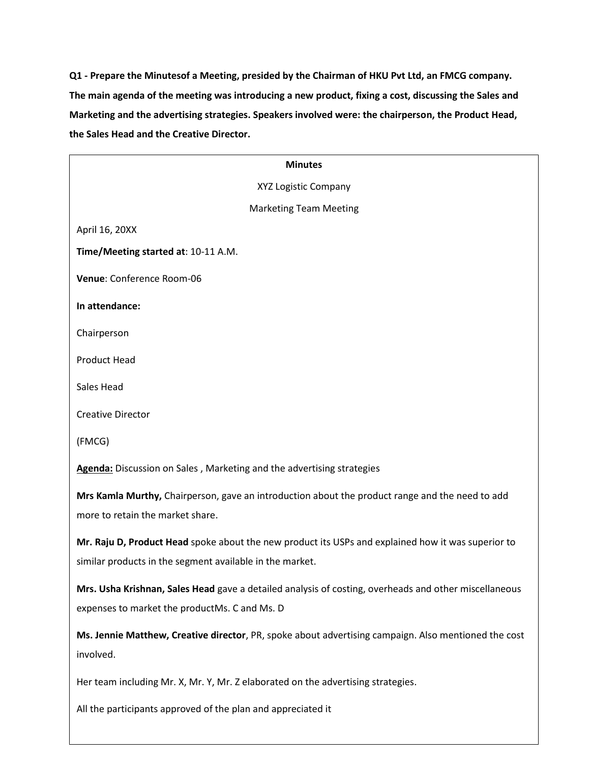**Q1 - Prepare the Minutesof a Meeting, presided by the Chairman of HKU Pvt Ltd, an FMCG company. The main agenda of the meeting was introducing a new product, fixing a cost, discussing the Sales and Marketing and the advertising strategies. Speakers involved were: the chairperson, the Product Head, the Sales Head and the Creative Director.**

**Minutes**

XYZ Logistic Company

Marketing Team Meeting

April 16, 20XX

**Time/Meeting started at**: 10-11 A.M.

**Venue**: Conference Room-06

**In attendance:**

Chairperson

Product Head

Sales Head

Creative Director

(FMCG)

**Agenda:** Discussion on Sales , Marketing and the advertising strategies

**Mrs Kamla Murthy,** Chairperson, gave an introduction about the product range and the need to add more to retain the market share.

**Mr. Raju D, Product Head** spoke about the new product its USPs and explained how it was superior to similar products in the segment available in the market.

**Mrs. Usha Krishnan, Sales Head** gave a detailed analysis of costing, overheads and other miscellaneous expenses to market the productMs. C and Ms. D

**Ms. Jennie Matthew, Creative director**, PR, spoke about advertising campaign. Also mentioned the cost involved.

Her team including Mr. X, Mr. Y, Mr. Z elaborated on the advertising strategies.

All the participants approved of the plan and appreciated it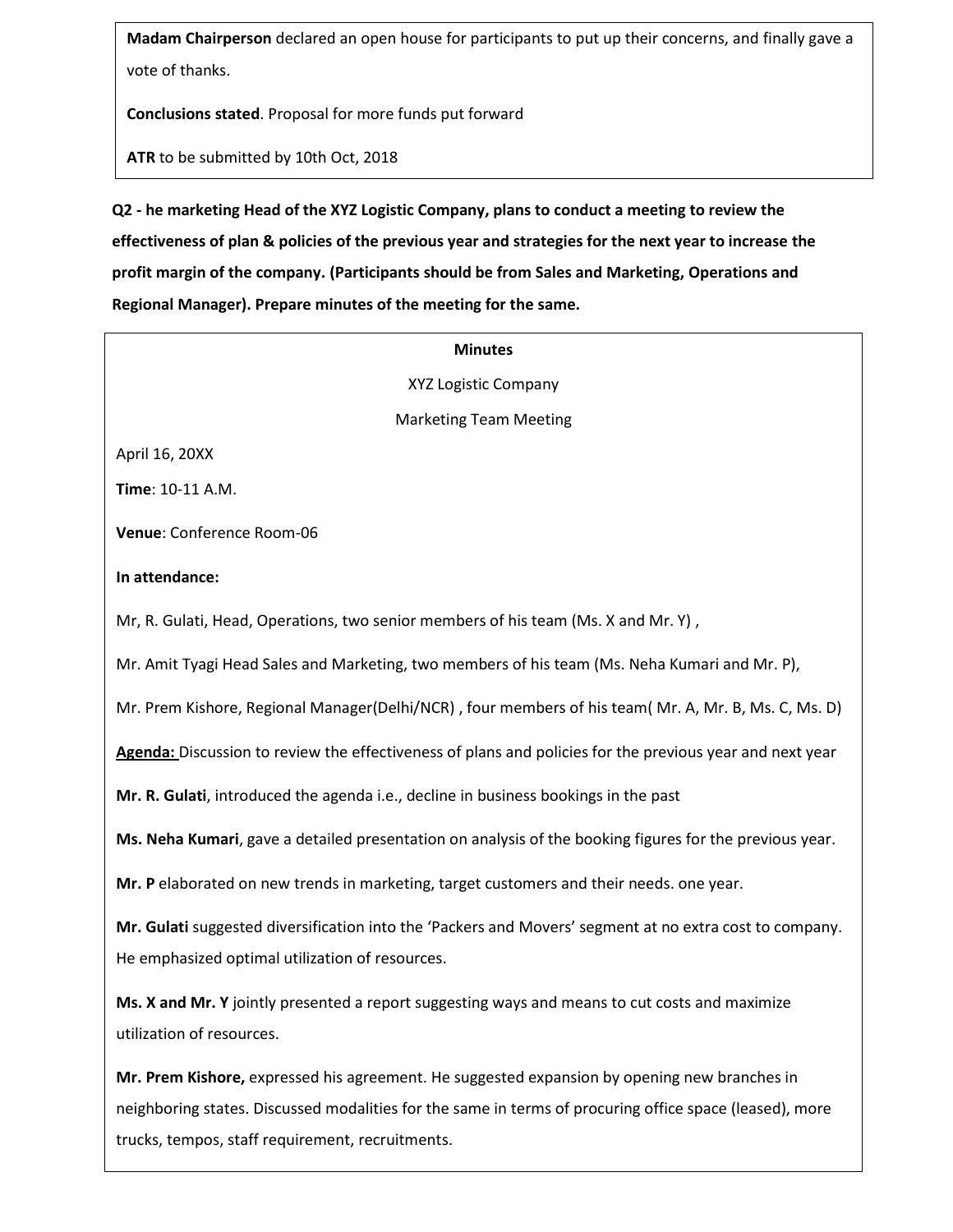**Madam Chairperson** declared an open house for participants to put up their concerns, and finally gave a vote of thanks.

**Conclusions stated**. Proposal for more funds put forward

**ATR** to be submitted by 10th Oct, 2018

**Q2 - he marketing Head of the XYZ Logistic Company, plans to conduct a meeting to review the effectiveness of plan & policies of the previous year and strategies for the next year to increase the profit margin of the company. (Participants should be from Sales and Marketing, Operations and Regional Manager). Prepare minutes of the meeting for the same.**

**Minutes**

XYZ Logistic Company

Marketing Team Meeting

April 16, 20XX

**Time**: 10-11 A.M.

**Venue**: Conference Room-06

**In attendance:**

Mr, R. Gulati, Head, Operations, two senior members of his team (Ms. X and Mr. Y) ,

Mr. Amit Tyagi Head Sales and Marketing, two members of his team (Ms. Neha Kumari and Mr. P),

Mr. Prem Kishore, Regional Manager(Delhi/NCR) , four members of his team( Mr. A, Mr. B, Ms. C, Ms. D)

**Agenda:** Discussion to review the effectiveness of plans and policies for the previous year and next year

**Mr. R. Gulati**, introduced the agenda i.e., decline in business bookings in the past

**Ms. Neha Kumari**, gave a detailed presentation on analysis of the booking figures for the previous year.

**Mr. P** elaborated on new trends in marketing, target customers and their needs. one year.

**Mr. Gulati** suggested diversification into the 'Packers and Movers' segment at no extra cost to company. He emphasized optimal utilization of resources.

**Ms. X and Mr. Y** jointly presented a report suggesting ways and means to cut costs and maximize utilization of resources.

**Mr. Prem Kishore,** expressed his agreement. He suggested expansion by opening new branches in neighboring states. Discussed modalities for the same in terms of procuring office space (leased), more trucks, tempos, staff requirement, recruitments.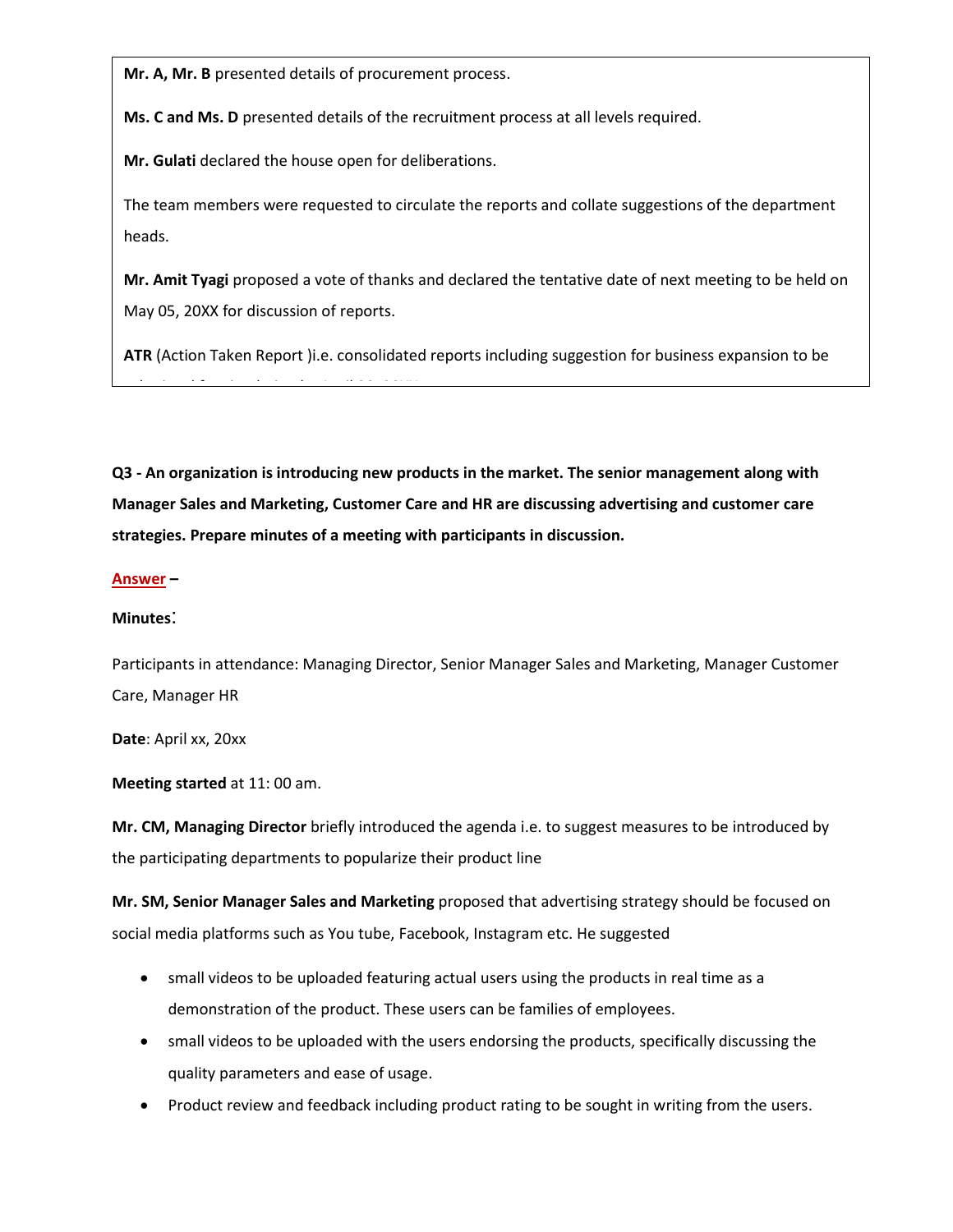**Mr. A, Mr. B** presented details of procurement process.

**Ms. C and Ms. D** presented details of the recruitment process at all levels required.

**Mr. Gulati** declared the house open for deliberations.

The team members were requested to circulate the reports and collate suggestions of the department heads.

**Mr. Amit Tyagi** proposed a vote of thanks and declared the tentative date of next meeting to be held on May 05, 20XX for discussion of reports.

**ATR** (Action Taken Report )i.e. consolidated reports including suggestion for business expansion to be

**Q3 - An organization is introducing new products in the market. The senior management along with Manager Sales and Marketing, Customer Care and HR are discussing advertising and customer care strategies. Prepare minutes of a meeting with participants in discussion.**

**Answer –**

**Minutes**:

Participants in attendance: Managing Director, Senior Manager Sales and Marketing, Manager Customer Care, Manager HR

**Date**: April xx, 20xx

**Meeting started** at 11: 00 am.

**Mr. CM, Managing Director** briefly introduced the agenda i.e. to suggest measures to be introduced by the participating departments to popularize their product line

**Mr. SM, Senior Manager Sales and Marketing** proposed that advertising strategy should be focused on social media platforms such as You tube, Facebook, Instagram etc. He suggested

- small videos to be uploaded featuring actual users using the products in real time as a demonstration of the product. These users can be families of employees.
- small videos to be uploaded with the users endorsing the products, specifically discussing the quality parameters and ease of usage.
- Product review and feedback including product rating to be sought in writing from the users.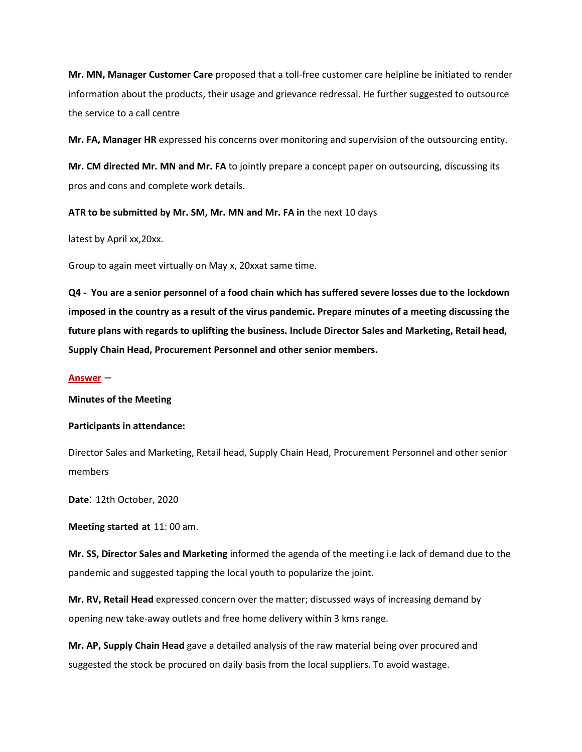**Mr. MN, Manager Customer Care** proposed that a toll-free customer care helpline be initiated to render information about the products, their usage and grievance redressal. He further suggested to outsource the service to a call centre

**Mr. FA, Manager HR** expressed his concerns over monitoring and supervision of the outsourcing entity.

**Mr. CM directed Mr. MN and Mr. FA** to jointly prepare a concept paper on outsourcing, discussing its pros and cons and complete work details.

**ATR to be submitted by Mr. SM, Mr. MN and Mr. FA in** the next 10 days

latest by April xx,20xx.

Group to again meet virtually on May x, 20xxat same time.

**Q4 - You are a senior personnel of a food chain which has suffered severe losses due to the lockdown imposed in the country as a result of the virus pandemic. Prepare minutes of a meeting discussing the future plans with regards to uplifting the business. Include Director Sales and Marketing, Retail head, Supply Chain Head, Procurement Personnel and other senior members.**

**Answer** –

**Minutes of the Meeting**

**Participants in attendance:**

Director Sales and Marketing, Retail head, Supply Chain Head, Procurement Personnel and other senior members

**Date**: 12th October, 2020

**Meeting started at** 11: 00 am.

**Mr. SS, Director Sales and Marketing** informed the agenda of the meeting i.e lack of demand due to the pandemic and suggested tapping the local youth to popularize the joint.

**Mr. RV, Retail Head** expressed concern over the matter; discussed ways of increasing demand by opening new take-away outlets and free home delivery within 3 kms range.

**Mr. AP, Supply Chain Head** gave a detailed analysis of the raw material being over procured and suggested the stock be procured on daily basis from the local suppliers. To avoid wastage.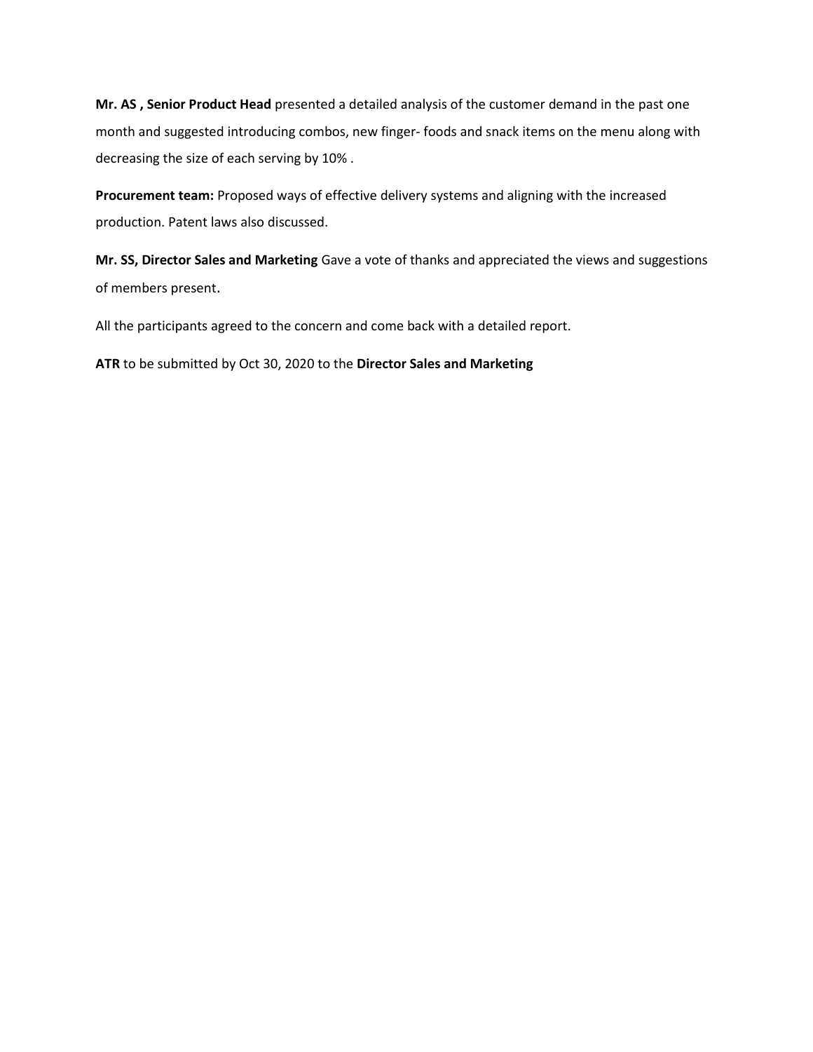**Mr. AS , Senior Product Head** presented a detailed analysis of the customer demand in the past one month and suggested introducing combos, new finger- foods and snack items on the menu along with decreasing the size of each serving by 10% .

**Procurement team:** Proposed ways of effective delivery systems and aligning with the increased production. Patent laws also discussed.

**Mr. SS, Director Sales and Marketing** Gave a vote of thanks and appreciated the views and suggestions of members present.

All the participants agreed to the concern and come back with a detailed report.

**ATR** to be submitted by Oct 30, 2020 to the **Director Sales and Marketing**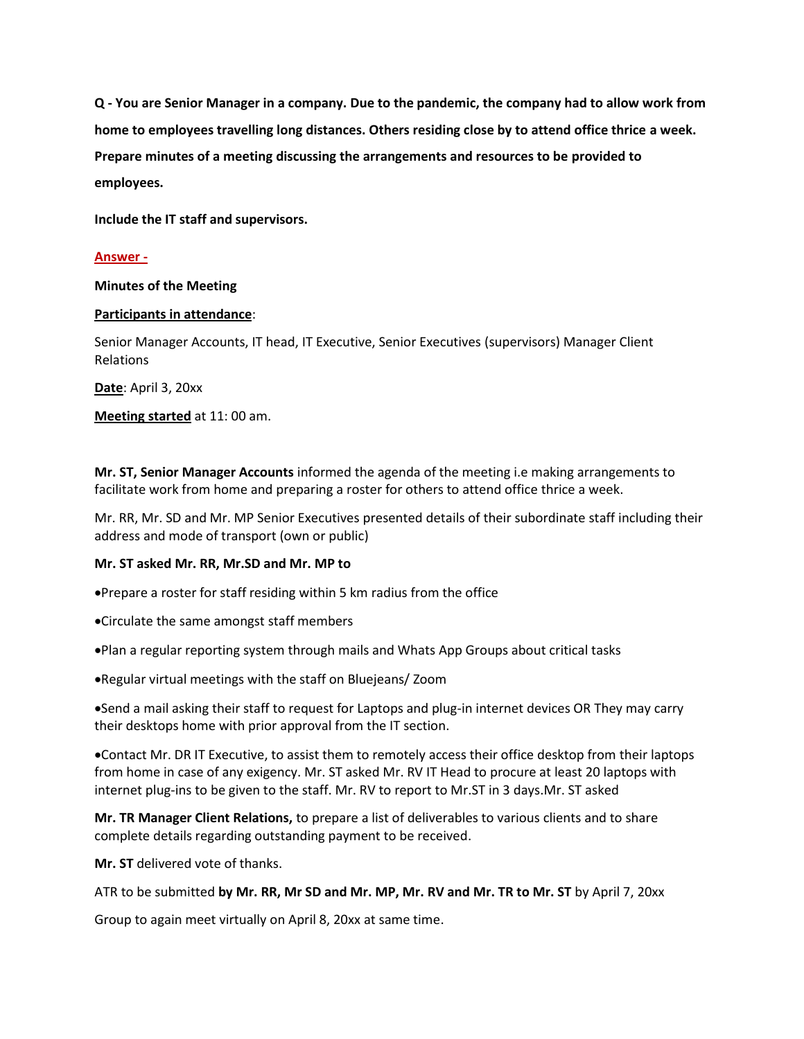**Q - You are Senior Manager in a company. Due to the pandemic, the company had to allow work from home to employees travelling long distances. Others residing close by to attend office thrice a week. Prepare minutes of a meeting discussing the arrangements and resources to be provided to employees.**

**Include the IT staff and supervisors.**

**Answer -**

**Minutes of the Meeting**

**Participants in attendance**:

Senior Manager Accounts, IT head, IT Executive, Senior Executives (supervisors) Manager Client Relations

**Date**: April 3, 20xx

**Meeting started** at 11: 00 am.

**Mr. ST, Senior Manager Accounts** informed the agenda of the meeting i.e making arrangements to facilitate work from home and preparing a roster for others to attend office thrice a week.

Mr. RR, Mr. SD and Mr. MP Senior Executives presented details of their subordinate staff including their address and mode of transport (own or public)

**Mr. ST asked Mr. RR, Mr.SD and Mr. MP to**

- Prepare a roster for staff residing within 5 km radius from the office
- Circulate the same amongst staff members
- Plan a regular reporting system through mails and Whats App Groups about critical tasks
- Regular virtual meetings with the staff on Bluejeans/ Zoom
- Send a mail asking their staff to request for Laptops and plug-in internet devices OR They may carry their desktops home with prior approval from the IT section.
- Contact Mr. DR IT Executive, to assist them to remotely access their office desktop from their laptops from home in case of any exigency. Mr. ST asked Mr. RV IT Head to procure at least 20 laptops with internet plug-ins to be given to the staff. Mr. RV to report to Mr.ST in 3 days.Mr. ST asked

**Mr. TR Manager Client Relations,** to prepare a list of deliverables to various clients and to share complete details regarding outstanding payment to be received.

**Mr. ST** delivered vote of thanks.

ATR to be submitted **by Mr. RR, Mr SD and Mr. MP, Mr. RV and Mr. TR to Mr. ST** by April 7, 20xx

Group to again meet virtually on April 8, 20xx at same time.